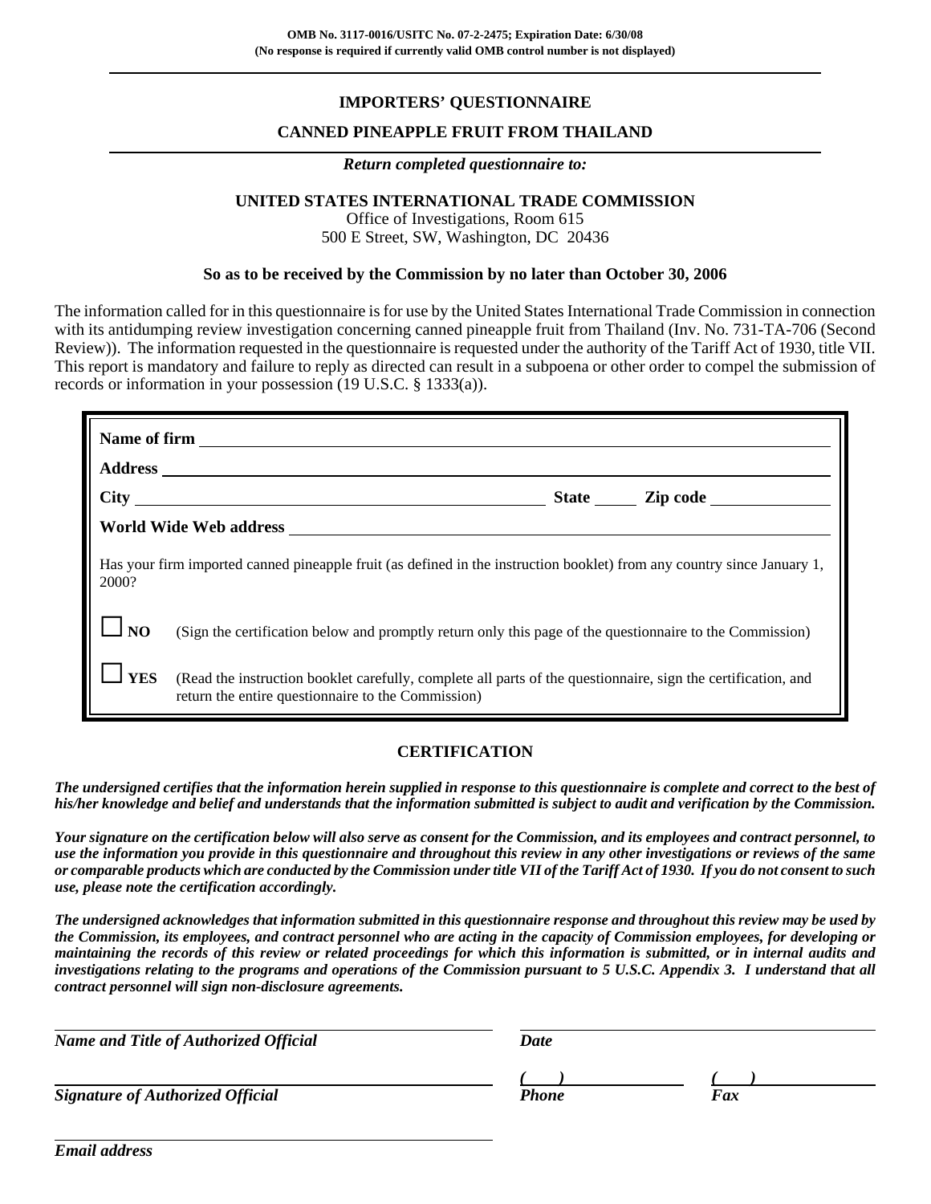**OMB No. 3117-0016/USITC No. 07-2-2475; Expiration Date: 6/30/08**
**(No response is required if currently valid OMB control number is not displayed)**

---

# IMPORTERS' QUESTIONNAIRE

## CANNED PINEAPPLE FRUIT FROM THAILAND

---

***Return completed questionnaire to:***

**UNITED STATES INTERNATIONAL TRADE COMMISSION**
Office of Investigations, Room 615
500 E Street, SW, Washington, DC 20436

**So as to be received by the Commission by no later than October 30, 2006**

The information called for in this questionnaire is for use by the United States International Trade Commission in connection with its antidumping review investigation concerning canned pineapple fruit from Thailand (Inv. No. 731-TA-706 (Second Review)). The information requested in the questionnaire is requested under the authority of the Tariff Act of 1930, title VII. This report is mandatory and failure to reply as directed can result in a subpoena or other order to compel the submission of records or information in your possession (19 U.S.C. § 1333(a)).

**Name of firm** ______________________________

**Address** ______________________________

**City** ______________________________ **State** ______ **Zip code** ______________

**World Wide Web address** ______________________________

Has your firm imported canned pineapple fruit (as defined in the instruction booklet) from any country since January 1, 2000?

☐ **NO** (Sign the certification below and promptly return only this page of the questionnaire to the Commission)

☐ **YES** (Read the instruction booklet carefully, complete all parts of the questionnaire, sign the certification, and return the entire questionnaire to the Commission)

## CERTIFICATION

***The undersigned certifies that the information herein supplied in response to this questionnaire is complete and correct to the best of his/her knowledge and belief and understands that the information submitted is subject to audit and verification by the Commission.***

***Your signature on the certification below will also serve as consent for the Commission, and its employees and contract personnel, to use the information you provide in this questionnaire and throughout this review in any other investigations or reviews of the same or comparable products which are conducted by the Commission under title VII of the Tariff Act of 1930. If you do not consent to such use, please note the certification accordingly.***

***The undersigned acknowledges that information submitted in this questionnaire response and throughout this review may be used by the Commission, its employees, and contract personnel who are acting in the capacity of Commission employees, for developing or maintaining the records of this review or related proceedings for which this information is submitted, or in internal audits and investigations relating to the programs and operations of the Commission pursuant to 5 U.S.C. Appendix 3. I understand that all contract personnel will sign non-disclosure agreements.***

______________________________ ______________________________
***Name and Title of Authorized Official*** ***Date***

______________________________ ***(   )*** ______________ ***(   )*** ______________
***Signature of Authorized Official*** ***Phone*** ***Fax***

______________________________
***Email address***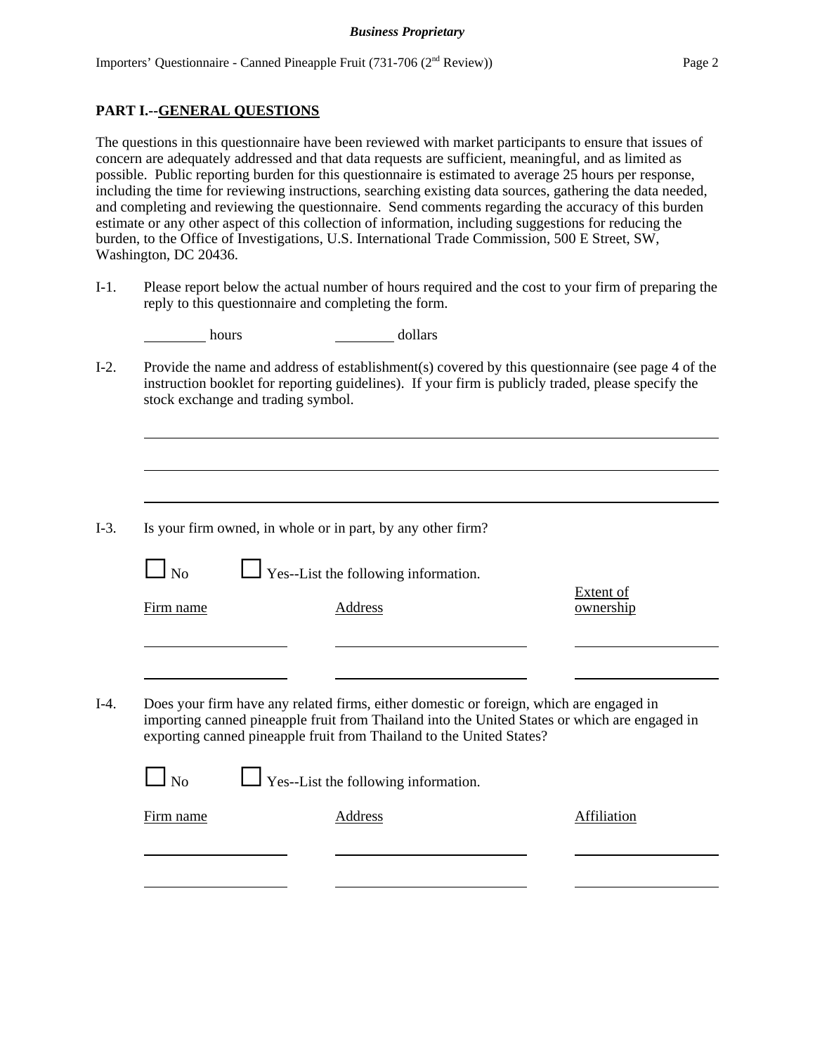## PART I.--GENERAL QUESTIONS

The questions in this questionnaire have been reviewed with market participants to ensure that issues of concern are adequately addressed and that data requests are sufficient, meaningful, and as limited as possible. Public reporting burden for this questionnaire is estimated to average 25 hours per response, including the time for reviewing instructions, searching existing data sources, gathering the data needed, and completing and reviewing the questionnaire. Send comments regarding the accuracy of this burden estimate or any other aspect of this collection of information, including suggestions for reducing the burden, to the Office of Investigations, U.S. International Trade Commission, 500 E Street, SW, Washington, DC 20436.

I-1. Please report below the actual number of hours required and the cost to your firm of preparing the reply to this questionnaire and completing the form.

________ hours          ________ dollars

I-2. Provide the name and address of establishment(s) covered by this questionnaire (see page 4 of the instruction booklet for reporting guidelines). If your firm is publicly traded, please specify the stock exchange and trading symbol.

______________________________________________________________________

______________________________________________________________________

______________________________________________________________________

I-3. Is your firm owned, in whole or in part, by any other firm?

☐ No     ☐ Yes--List the following information.

| Firm name | Address | Extent of ownership |
|---|---|---|
| | | |
| | | |

I-4. Does your firm have any related firms, either domestic or foreign, which are engaged in importing canned pineapple fruit from Thailand into the United States or which are engaged in exporting canned pineapple fruit from Thailand to the United States?

☐ No     ☐ Yes--List the following information.

| Firm name | Address | Affiliation |
|---|---|---|
| | | |
| | | |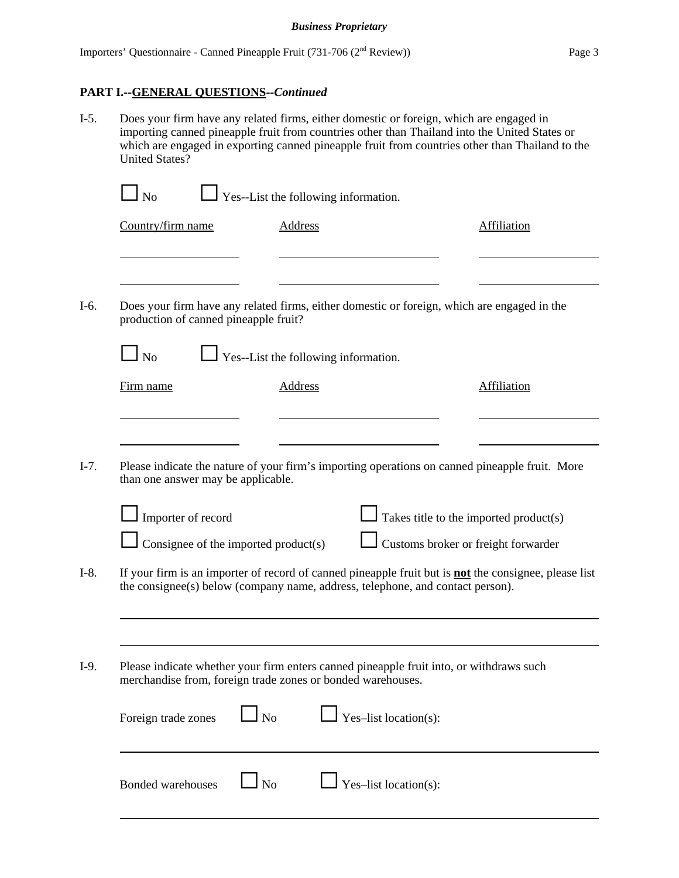## PART I.--GENERAL QUESTIONS--*Continued*

I-5. Does your firm have any related firms, either domestic or foreign, which are engaged in importing canned pineapple fruit from countries other than Thailand into the United States or which are engaged in exporting canned pineapple fruit from countries other than Thailand to the United States?

☐ No ☐ Yes--List the following information.

| Country/firm name | Address | Affiliation |
|---|---|---|
| | | |
| | | |

I-6. Does your firm have any related firms, either domestic or foreign, which are engaged in the production of canned pineapple fruit?

☐ No ☐ Yes--List the following information.

| Firm name | Address | Affiliation |
|---|---|---|
| | | |
| | | |

I-7. Please indicate the nature of your firm's importing operations on canned pineapple fruit. More than one answer may be applicable.

☐ Importer of record ☐ Takes title to the imported product(s)

☐ Consignee of the imported product(s) ☐ Customs broker or freight forwarder

I-8. If your firm is an importer of record of canned pineapple fruit but is **not** the consignee, please list the consignee(s) below (company name, address, telephone, and contact person).

\_\_\_\_\_\_\_\_\_\_\_\_\_\_\_\_\_\_\_\_\_\_\_\_\_\_\_\_\_\_\_\_\_\_\_\_\_\_\_\_

\_\_\_\_\_\_\_\_\_\_\_\_\_\_\_\_\_\_\_\_\_\_\_\_\_\_\_\_\_\_\_\_\_\_\_\_\_\_\_\_

I-9. Please indicate whether your firm enters canned pineapple fruit into, or withdraws such merchandise from, foreign trade zones or bonded warehouses.

Foreign trade zones ☐ No ☐ Yes–list location(s):

\_\_\_\_\_\_\_\_\_\_\_\_\_\_\_\_\_\_\_\_\_\_\_\_\_\_\_\_\_\_\_\_\_\_\_\_\_\_\_\_

Bonded warehouses ☐ No ☐ Yes–list location(s):

\_\_\_\_\_\_\_\_\_\_\_\_\_\_\_\_\_\_\_\_\_\_\_\_\_\_\_\_\_\_\_\_\_\_\_\_\_\_\_\_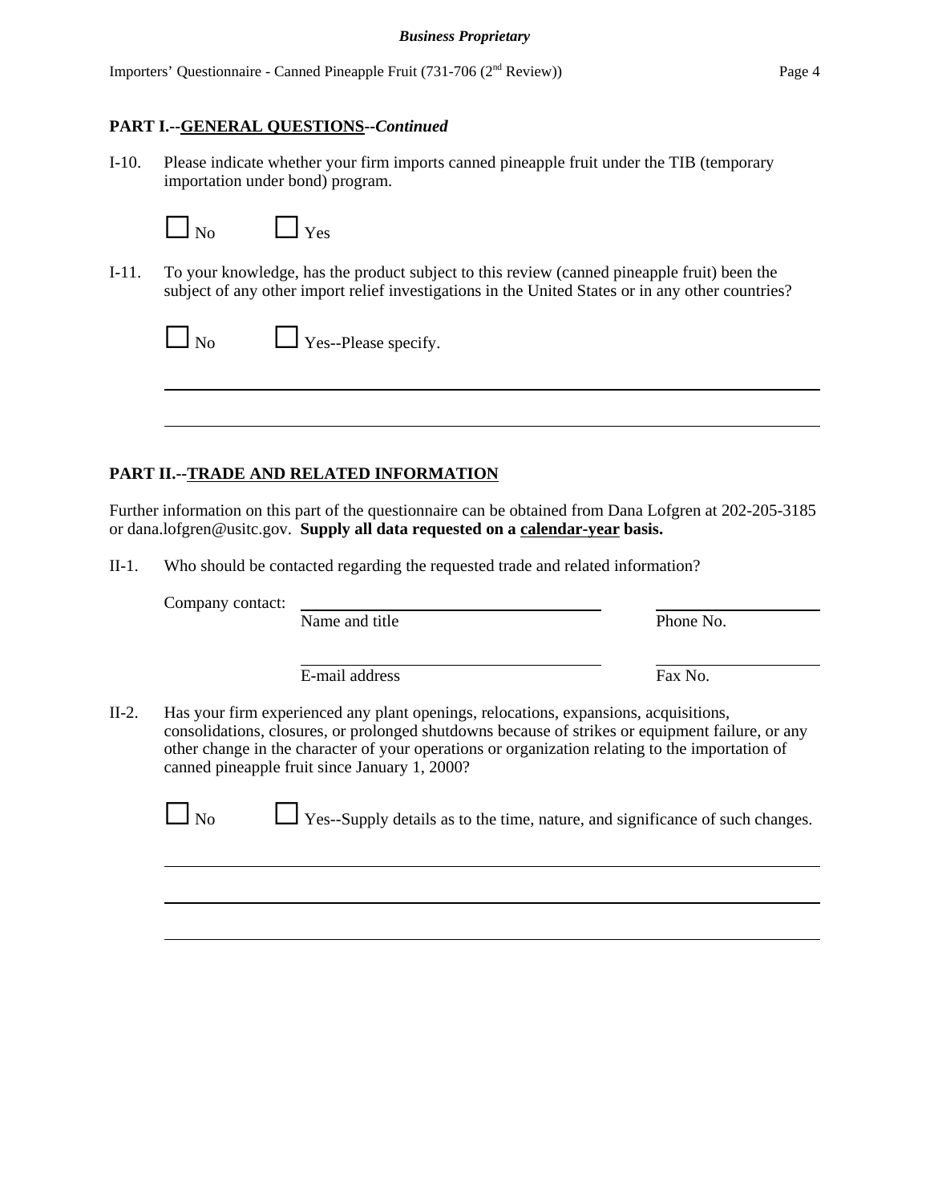**PART I.--GENERAL QUESTIONS--*Continued***

I-10. Please indicate whether your firm imports canned pineapple fruit under the TIB (temporary importation under bond) program.

☐ No ☐ Yes

I-11. To your knowledge, has the product subject to this review (canned pineapple fruit) been the subject of any other import relief investigations in the United States or in any other countries?

☐ No ☐ Yes--Please specify.

______________________________________________________________________________

______________________________________________________________________________

**PART II.--TRADE AND RELATED INFORMATION**

Further information on this part of the questionnaire can be obtained from Dana Lofgren at 202-205-3185 or dana.lofgren@usitc.gov. **Supply all data requested on a calendar-year basis.**

II-1. Who should be contacted regarding the requested trade and related information?

Company contact: ______________________________ ______________
Name and title Phone No.

______________________________ ______________
E-mail address Fax No.

II-2. Has your firm experienced any plant openings, relocations, expansions, acquisitions, consolidations, closures, or prolonged shutdowns because of strikes or equipment failure, or any other change in the character of your operations or organization relating to the importation of canned pineapple fruit since January 1, 2000?

☐ No ☐ Yes--Supply details as to the time, nature, and significance of such changes.

______________________________________________________________________________

______________________________________________________________________________

______________________________________________________________________________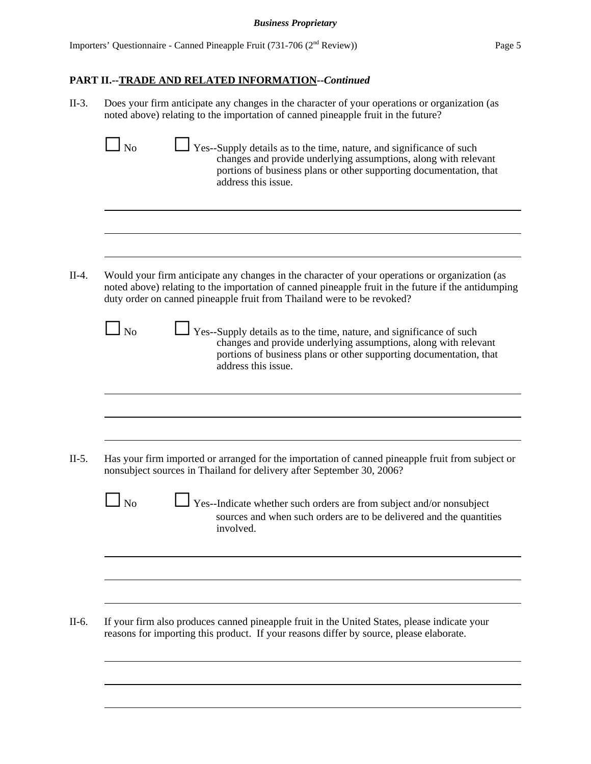## PART II.--TRADE AND RELATED INFORMATION--*Continued*

II-3. Does your firm anticipate any changes in the character of your operations or organization (as noted above) relating to the importation of canned pineapple fruit in the future?

☐ No ☐ Yes--Supply details as to the time, nature, and significance of such changes and provide underlying assumptions, along with relevant portions of business plans or other supporting documentation, that address this issue.

II-4. Would your firm anticipate any changes in the character of your operations or organization (as noted above) relating to the importation of canned pineapple fruit in the future if the antidumping duty order on canned pineapple fruit from Thailand were to be revoked?

☐ No ☐ Yes--Supply details as to the time, nature, and significance of such changes and provide underlying assumptions, along with relevant portions of business plans or other supporting documentation, that address this issue.

II-5. Has your firm imported or arranged for the importation of canned pineapple fruit from subject or nonsubject sources in Thailand for delivery after September 30, 2006?

☐ No ☐ Yes--Indicate whether such orders are from subject and/or nonsubject sources and when such orders are to be delivered and the quantities involved.

II-6. If your firm also produces canned pineapple fruit in the United States, please indicate your reasons for importing this product. If your reasons differ by source, please elaborate.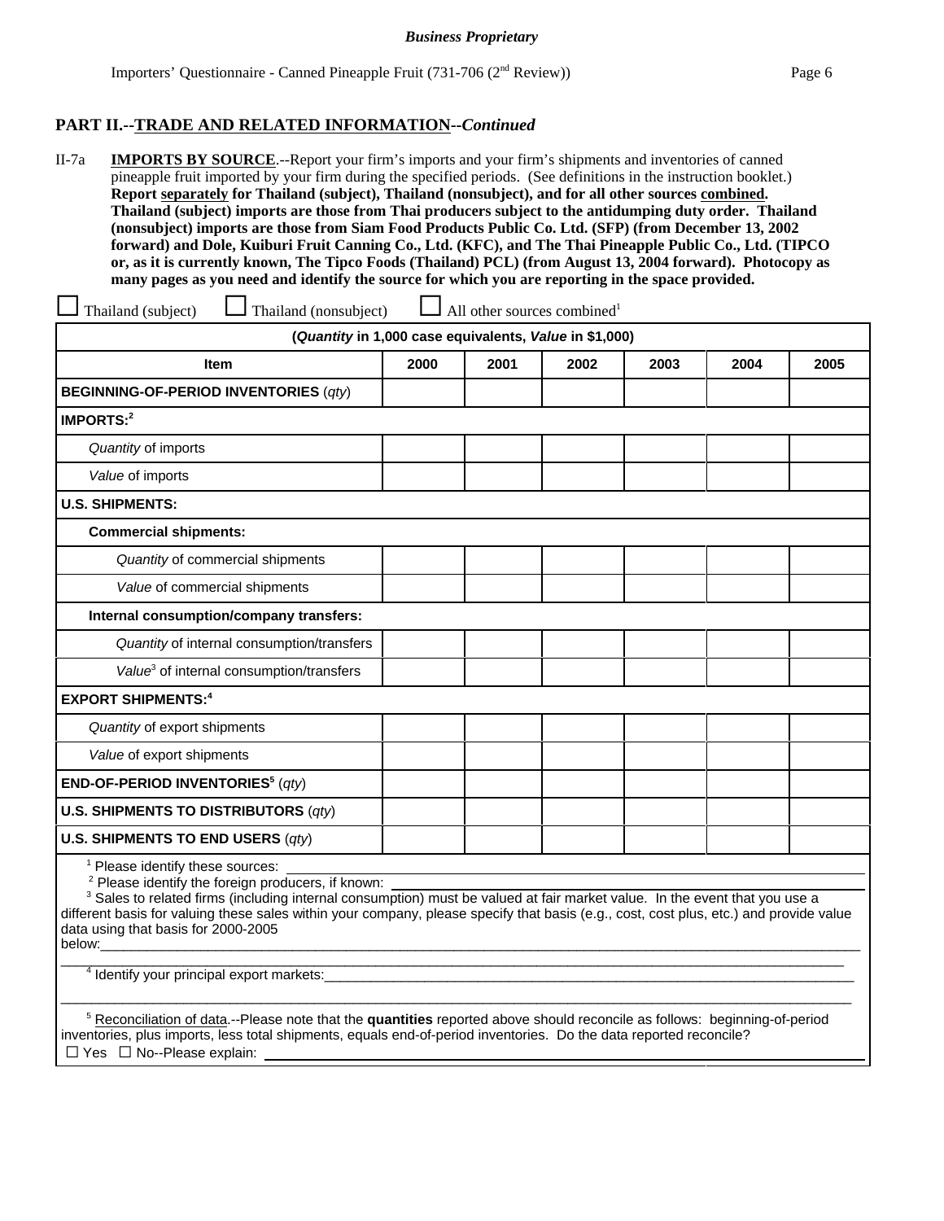**PART II.--TRADE AND RELATED INFORMATION--*Continued***

II-7a **IMPORTS BY SOURCE**.--Report your firm's imports and your firm's shipments and inventories of canned pineapple fruit imported by your firm during the specified periods. (See definitions in the instruction booklet.) **Report separately for Thailand (subject), Thailand (nonsubject), and for all other sources combined. Thailand (subject) imports are those from Thai producers subject to the antidumping duty order. Thailand (nonsubject) imports are those from Siam Food Products Public Co. Ltd. (SFP) (from December 13, 2002 forward) and Dole, Kuiburi Fruit Canning Co., Ltd. (KFC), and The Thai Pineapple Public Co., Ltd. (TIPCO or, as it is currently known, The Tipco Foods (Thailand) PCL) (from August 13, 2004 forward). Photocopy as many pages as you need and identify the source for which you are reporting in the space provided.**

☐ Thailand (subject) ☐ Thailand (nonsubject) ☐ All other sources combined[1]

| (*Quantity* in 1,000 case equivalents, *Value* in $1,000) | | | | | | |
|---|---|---|---|---|---|---|
| **Item** | **2000** | **2001** | **2002** | **2003** | **2004** | **2005** |
| **BEGINNING-OF-PERIOD INVENTORIES** (*qty*) | | | | | | |
| **IMPORTS:**[2] | | | | | | |
| *Quantity* of imports | | | | | | |
| *Value* of imports | | | | | | |
| **U.S. SHIPMENTS:** | | | | | | |
| **Commercial shipments:** | | | | | | |
| *Quantity* of commercial shipments | | | | | | |
| *Value* of commercial shipments | | | | | | |
| **Internal consumption/company transfers:** | | | | | | |
| *Quantity* of internal consumption/transfers | | | | | | |
| *Value*[3] of internal consumption/transfers | | | | | | |
| **EXPORT SHIPMENTS:**[4] | | | | | | |
| *Quantity* of export shipments | | | | | | |
| *Value* of export shipments | | | | | | |
| **END-OF-PERIOD INVENTORIES**[5] (*qty*) | | | | | | |
| **U.S. SHIPMENTS TO DISTRIBUTORS** (*qty*) | | | | | | |
| **U.S. SHIPMENTS TO END USERS** (*qty*) | | | | | | |

[1] Please identify these sources: ___

[2] Please identify the foreign producers, if known: ___

[3] Sales to related firms (including internal consumption) must be valued at fair market value. In the event that you use a different basis for valuing these sales within your company, please specify that basis (e.g., cost, cost plus, etc.) and provide value data using that basis for 2000-2005 below:___

[4] Identify your principal export markets:___

[5] Reconciliation of data.--Please note that the **quantities** reported above should reconcile as follows: beginning-of-period inventories, plus imports, less total shipments, equals end-of-period inventories. Do the data reported reconcile?
☐ Yes ☐ No--Please explain: ___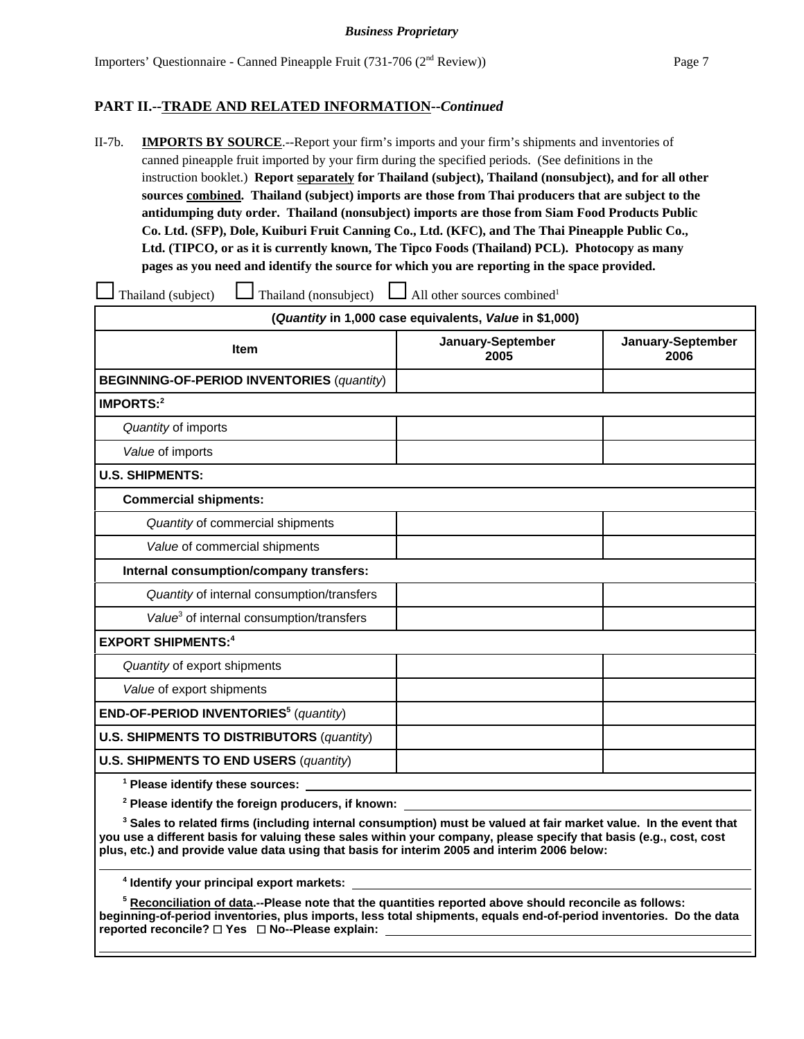## PART II.--TRADE AND RELATED INFORMATION--*Continued*

II-7b. **IMPORTS BY SOURCE**.--Report your firm's imports and your firm's shipments and inventories of canned pineapple fruit imported by your firm during the specified periods. (See definitions in the instruction booklet.) **Report separately for Thailand (subject), Thailand (nonsubject), and for all other sources combined. Thailand (subject) imports are those from Thai producers that are subject to the antidumping duty order. Thailand (nonsubject) imports are those from Siam Food Products Public Co. Ltd. (SFP), Dole, Kuiburi Fruit Canning Co., Ltd. (KFC), and The Thai Pineapple Public Co., Ltd. (TIPCO, or as it is currently known, The Tipco Foods (Thailand) PCL). Photocopy as many pages as you need and identify the source for which you are reporting in the space provided.**

☐ Thailand (subject) ☐ Thailand (nonsubject) ☐ All other sources combined[1]

| (*Quantity* in 1,000 case equivalents, *Value* in $1,000) | | |
|---|---|---|
| **Item** | **January-September 2005** | **January-September 2006** |
| **BEGINNING-OF-PERIOD INVENTORIES** (*quantity*) | | |
| **IMPORTS:**[2] | | |
| *Quantity* of imports | | |
| *Value* of imports | | |
| **U.S. SHIPMENTS:** | | |
| **Commercial shipments:** | | |
| *Quantity* of commercial shipments | | |
| *Value* of commercial shipments | | |
| **Internal consumption/company transfers:** | | |
| *Quantity* of internal consumption/transfers | | |
| *Value*[3] of internal consumption/transfers | | |
| **EXPORT SHIPMENTS:**[4] | | |
| *Quantity* of export shipments | | |
| *Value* of export shipments | | |
| **END-OF-PERIOD INVENTORIES**[5] (*quantity*) | | |
| **U.S. SHIPMENTS TO DISTRIBUTORS** (*quantity*) | | |
| **U.S. SHIPMENTS TO END USERS** (*quantity*) | | |

[1] **Please identify these sources:** ______________________

[2] **Please identify the foreign producers, if known:** ______________________

[3] **Sales to related firms (including internal consumption) must be valued at fair market value. In the event that you use a different basis for valuing these sales within your company, please specify that basis (e.g., cost, cost plus, etc.) and provide value data using that basis for interim 2005 and interim 2006 below:**

______________________

[4] **Identify your principal export markets:** ______________________

[5] **Reconciliation of data.--Please note that the quantities reported above should reconcile as follows: beginning-of-period inventories, plus imports, less total shipments, equals end-of-period inventories. Do the data reported reconcile? ☐ Yes ☐ No--Please explain:** ______________________

______________________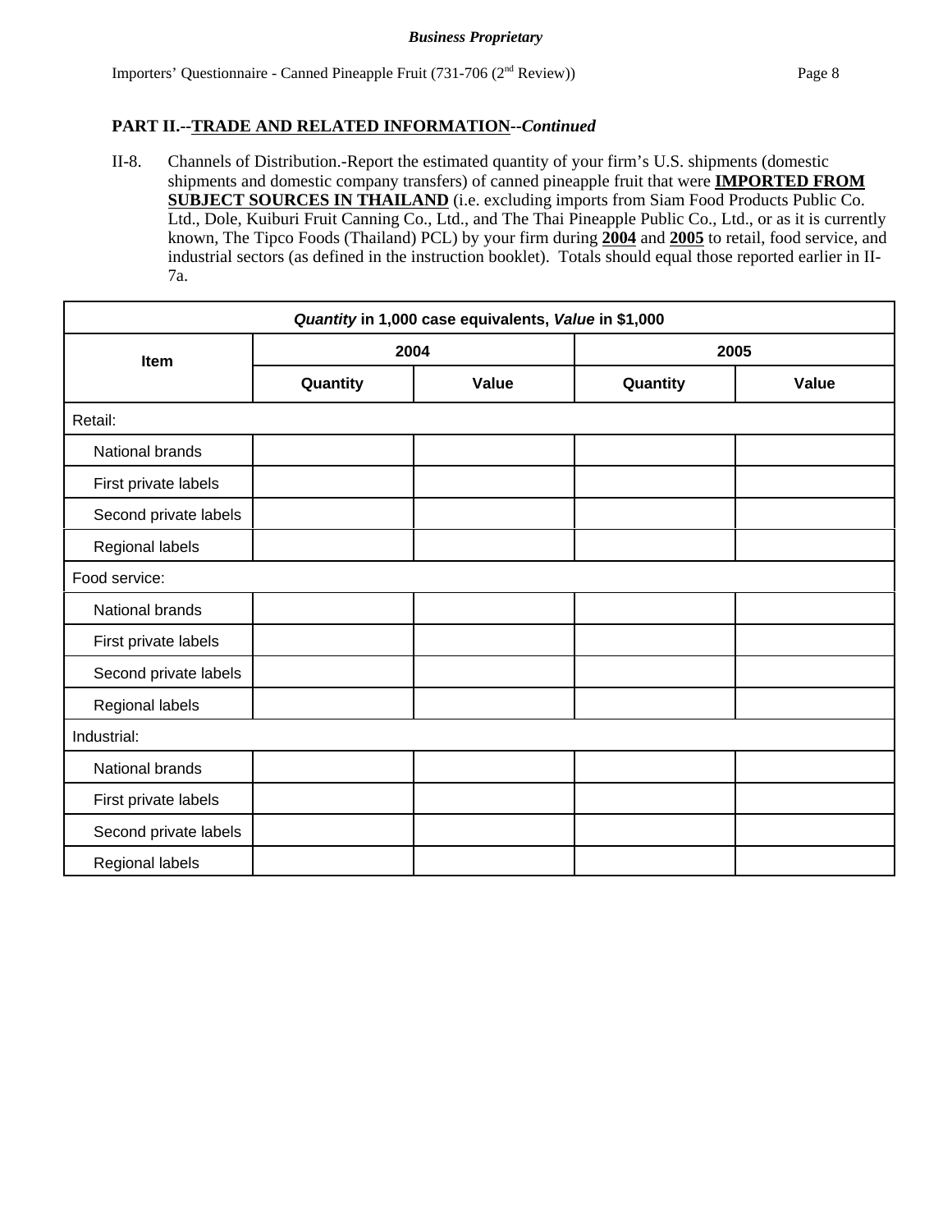**PART II.--TRADE AND RELATED INFORMATION--*Continued***

II-8. Channels of Distribution.-Report the estimated quantity of your firm's U.S. shipments (domestic shipments and domestic company transfers) of canned pineapple fruit that were **IMPORTED FROM SUBJECT SOURCES IN THAILAND** (i.e. excluding imports from Siam Food Products Public Co. Ltd., Dole, Kuiburi Fruit Canning Co., Ltd., and The Thai Pineapple Public Co., Ltd., or as it is currently known, The Tipco Foods (Thailand) PCL) by your firm during **2004** and **2005** to retail, food service, and industrial sectors (as defined in the instruction booklet). Totals should equal those reported earlier in II-7a.

| ***Quantity* in 1,000 case equivalents, *Value* in $1,000** | | | | |
|---|---|---|---|---|
| **Item** | **2004** | | **2005** | |
| | **Quantity** | **Value** | **Quantity** | **Value** |
| Retail: | | | | |
| National brands | | | | |
| First private labels | | | | |
| Second private labels | | | | |
| Regional labels | | | | |
| Food service: | | | | |
| National brands | | | | |
| First private labels | | | | |
| Second private labels | | | | |
| Regional labels | | | | |
| Industrial: | | | | |
| National brands | | | | |
| First private labels | | | | |
| Second private labels | | | | |
| Regional labels | | | | |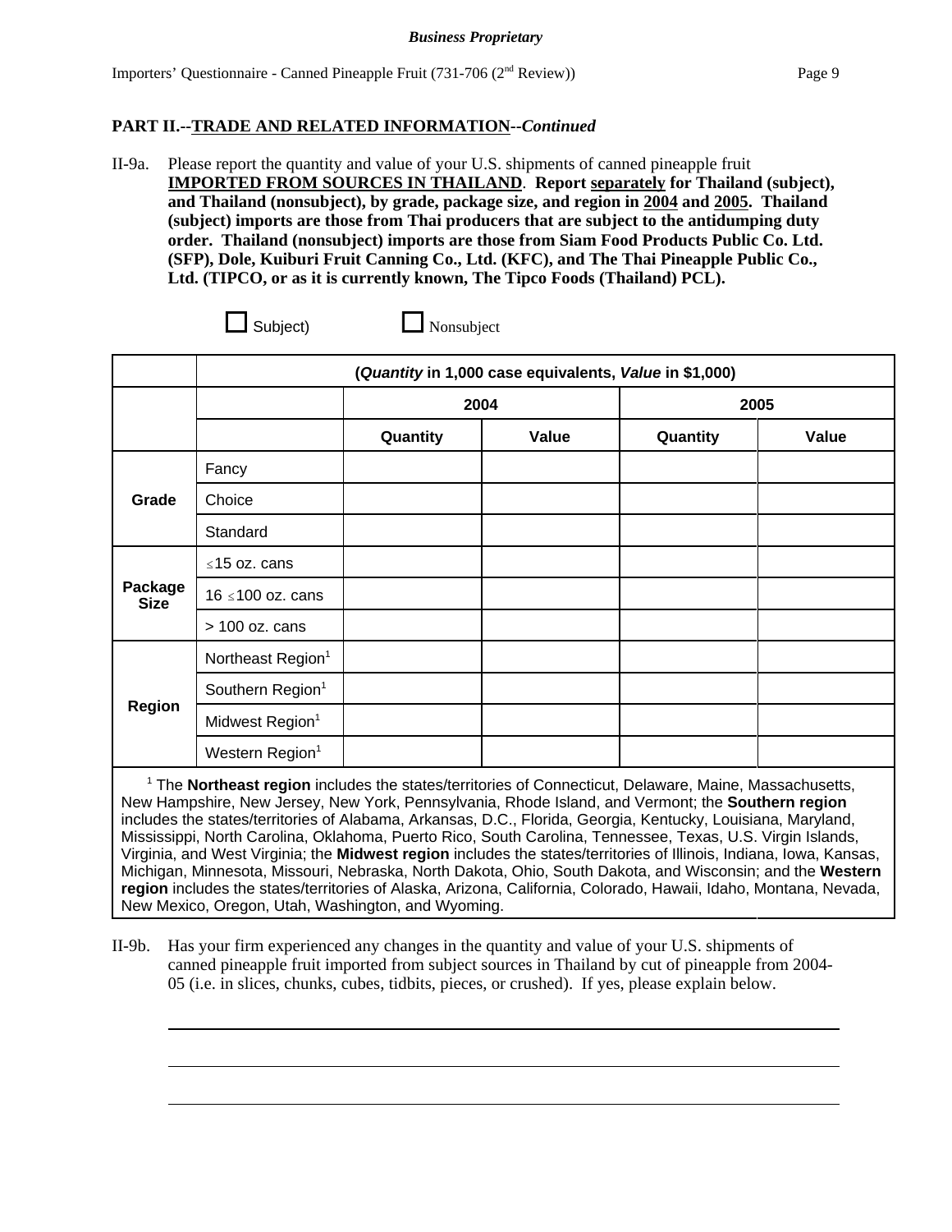**PART II.--TRADE AND RELATED INFORMATION--*Continued***

II-9a. Please report the quantity and value of your U.S. shipments of canned pineapple fruit **IMPORTED FROM SOURCES IN THAILAND**. **Report separately for Thailand (subject), and Thailand (nonsubject), by grade, package size, and region in 2004 and 2005. Thailand (subject) imports are those from Thai producers that are subject to the antidumping duty order. Thailand (nonsubject) imports are those from Siam Food Products Public Co. Ltd. (SFP), Dole, Kuiburi Fruit Canning Co., Ltd. (KFC), and The Thai Pineapple Public Co., Ltd. (TIPCO, or as it is currently known, The Tipco Foods (Thailand) PCL).**

☐ Subject) ☐ Nonsubject

| | | (*Quantity* in 1,000 case equivalents, *Value* in $1,000) | | | |
|---|---|---|---|---|---|
| | | 2004 | | 2005 | |
| | | Quantity | Value | Quantity | Value |
| **Grade** | Fancy | | | | |
| | Choice | | | | |
| | Standard | | | | |
| **Package Size** | ≤15 oz. cans | | | | |
| | 16 ≤100 oz. cans | | | | |
| | > 100 oz. cans | | | | |
| **Region** | Northeast Region[1] | | | | |
| | Southern Region[1] | | | | |
| | Midwest Region[1] | | | | |
| | Western Region[1] | | | | |

[1] The **Northeast region** includes the states/territories of Connecticut, Delaware, Maine, Massachusetts, New Hampshire, New Jersey, New York, Pennsylvania, Rhode Island, and Vermont; the **Southern region** includes the states/territories of Alabama, Arkansas, D.C., Florida, Georgia, Kentucky, Louisiana, Maryland, Mississippi, North Carolina, Oklahoma, Puerto Rico, South Carolina, Tennessee, Texas, U.S. Virgin Islands, Virginia, and West Virginia; the **Midwest region** includes the states/territories of Illinois, Indiana, Iowa, Kansas, Michigan, Minnesota, Missouri, Nebraska, North Dakota, Ohio, South Dakota, and Wisconsin; and the **Western region** includes the states/territories of Alaska, Arizona, California, Colorado, Hawaii, Idaho, Montana, Nevada, New Mexico, Oregon, Utah, Washington, and Wyoming.

II-9b. Has your firm experienced any changes in the quantity and value of your U.S. shipments of canned pineapple fruit imported from subject sources in Thailand by cut of pineapple from 2004-05 (i.e. in slices, chunks, cubes, tidbits, pieces, or crushed). If yes, please explain below.

______________________________________________________________________

______________________________________________________________________

______________________________________________________________________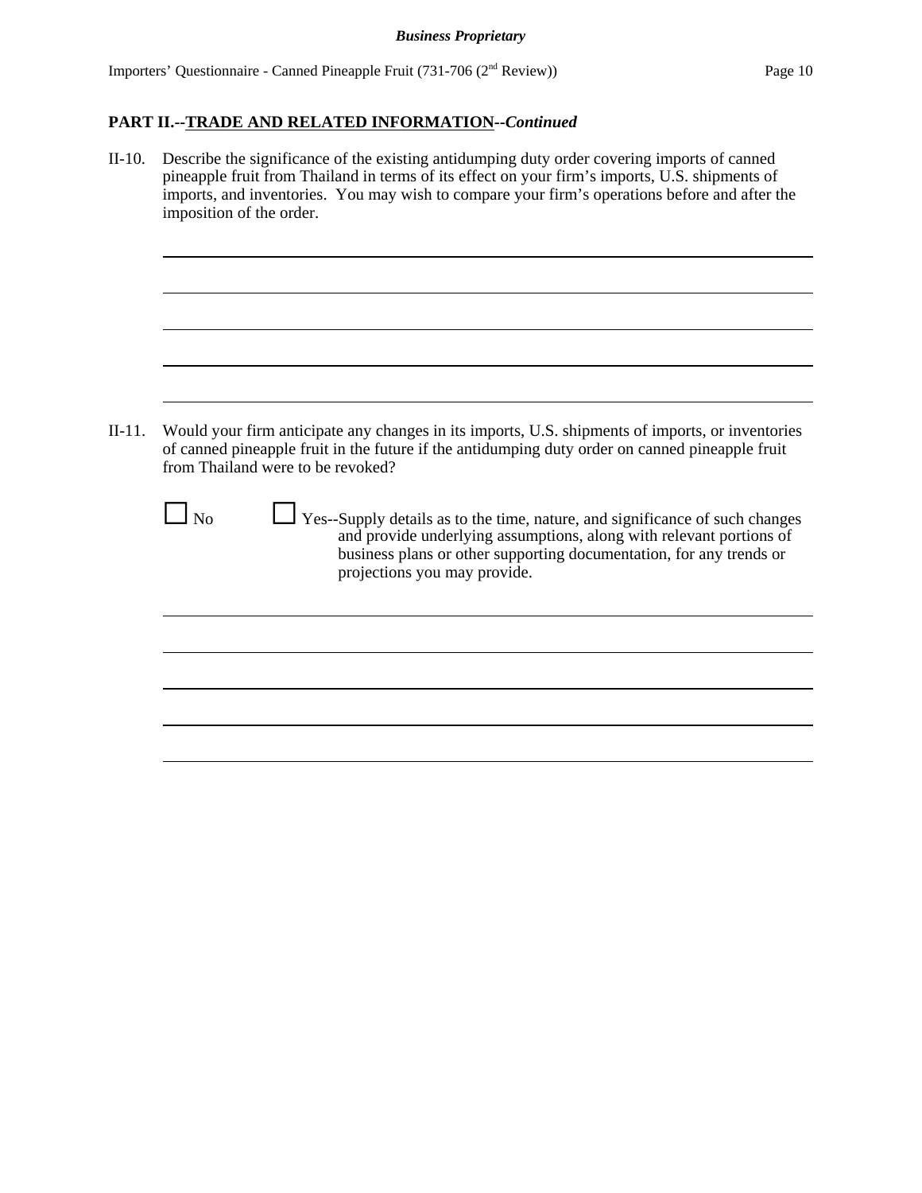**PART II.--TRADE AND RELATED INFORMATION--*Continued***

II-10. Describe the significance of the existing antidumping duty order covering imports of canned pineapple fruit from Thailand in terms of its effect on your firm's imports, U.S. shipments of imports, and inventories. You may wish to compare your firm's operations before and after the imposition of the order.

II-11. Would your firm anticipate any changes in its imports, U.S. shipments of imports, or inventories of canned pineapple fruit in the future if the antidumping duty order on canned pineapple fruit from Thailand were to be revoked?

☐ No ☐ Yes--Supply details as to the time, nature, and significance of such changes and provide underlying assumptions, along with relevant portions of business plans or other supporting documentation, for any trends or projections you may provide.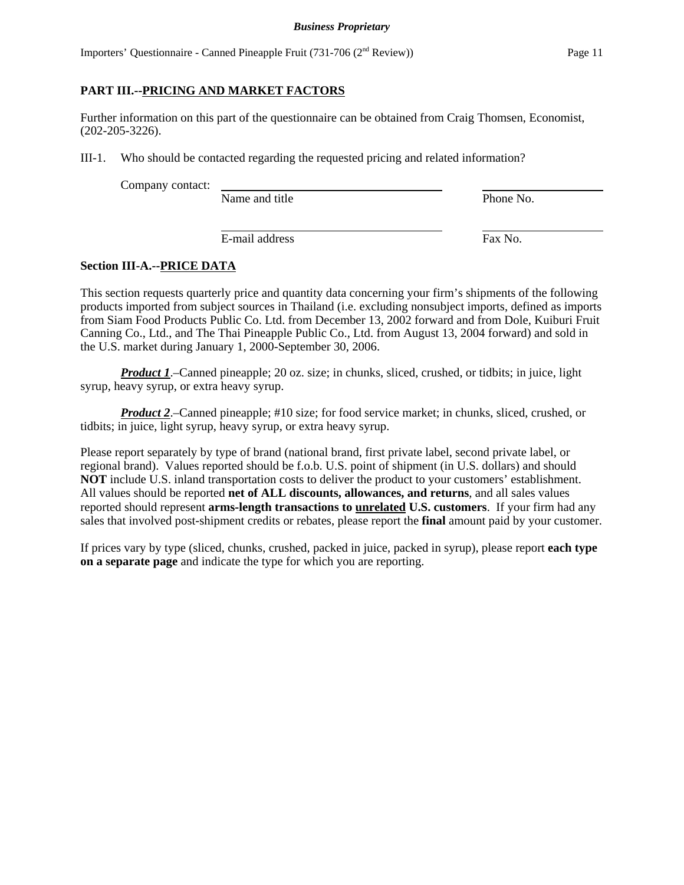## PART III.--PRICING AND MARKET FACTORS

Further information on this part of the questionnaire can be obtained from Craig Thomsen, Economist, (202-205-3226).

III-1. Who should be contacted regarding the requested pricing and related information?

Company contact: ______________________________ ______________
Name and title Phone No.

______________________________ ______________
E-mail address Fax No.

### Section III-A.--PRICE DATA

This section requests quarterly price and quantity data concerning your firm's shipments of the following products imported from subject sources in Thailand (i.e. excluding nonsubject imports, defined as imports from Siam Food Products Public Co. Ltd. from December 13, 2002 forward and from Dole, Kuiburi Fruit Canning Co., Ltd., and The Thai Pineapple Public Co., Ltd. from August 13, 2004 forward) and sold in the U.S. market during January 1, 2000-September 30, 2006.

***Product 1***.–Canned pineapple; 20 oz. size; in chunks, sliced, crushed, or tidbits; in juice, light syrup, heavy syrup, or extra heavy syrup.

***Product 2***.–Canned pineapple; #10 size; for food service market; in chunks, sliced, crushed, or tidbits; in juice, light syrup, heavy syrup, or extra heavy syrup.

Please report separately by type of brand (national brand, first private label, second private label, or regional brand). Values reported should be f.o.b. U.S. point of shipment (in U.S. dollars) and should **NOT** include U.S. inland transportation costs to deliver the product to your customers' establishment. All values should be reported **net of ALL discounts, allowances, and returns**, and all sales values reported should represent **arms-length transactions to unrelated U.S. customers**. If your firm had any sales that involved post-shipment credits or rebates, please report the **final** amount paid by your customer.

If prices vary by type (sliced, chunks, crushed, packed in juice, packed in syrup), please report **each type on a separate page** and indicate the type for which you are reporting.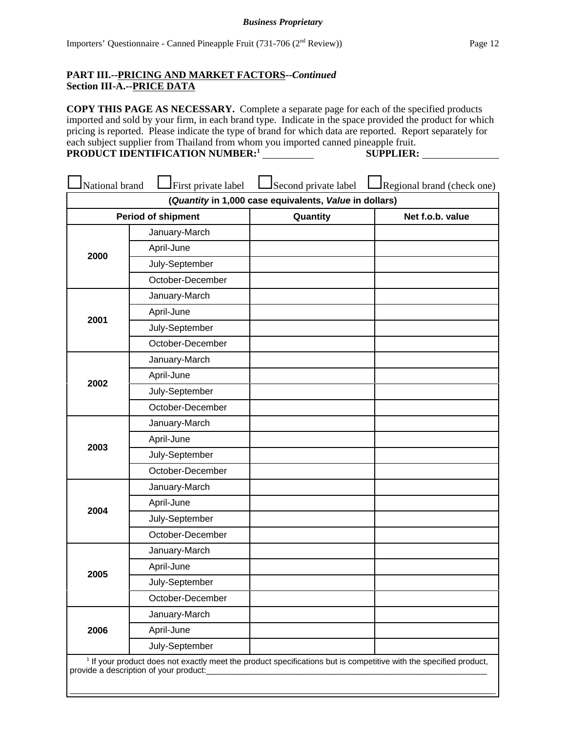**Business Proprietary**

**PART III.--PRICING AND MARKET FACTORS--*Continued***
**Section III-A.--PRICE DATA**

**COPY THIS PAGE AS NECESSARY.** Complete a separate page for each of the specified products imported and sold by your firm, in each brand type. Indicate in the space provided the product for which pricing is reported. Please indicate the type of brand for which data are reported. Report separately for each subject supplier from Thailand from whom you imported canned pineapple fruit.
**PRODUCT IDENTIFICATION NUMBER:**[1] __________ **SUPPLIER:** ______________

☐National brand ☐First private label ☐Second private label ☐Regional brand (check one)

| (*Quantity* in 1,000 case equivalents, *Value* in dollars) | | | |
|---|---|---|---|
| **Period of shipment** | | **Quantity** | **Net f.o.b. value** |
| **2000** | January-March | | |
| | April-June | | |
| | July-September | | |
| | October-December | | |
| **2001** | January-March | | |
| | April-June | | |
| | July-September | | |
| | October-December | | |
| **2002** | January-March | | |
| | April-June | | |
| | July-September | | |
| | October-December | | |
| **2003** | January-March | | |
| | April-June | | |
| | July-September | | |
| | October-December | | |
| **2004** | January-March | | |
| | April-June | | |
| | July-September | | |
| | October-December | | |
| **2005** | January-March | | |
| | April-June | | |
| | July-September | | |
| | October-December | | |
| **2006** | January-March | | |
| | April-June | | |
| | July-September | | |

[1] If your product does not exactly meet the product specifications but is competitive with the specified product, provide a description of your product:_______________________________________________________________

_______________________________________________________________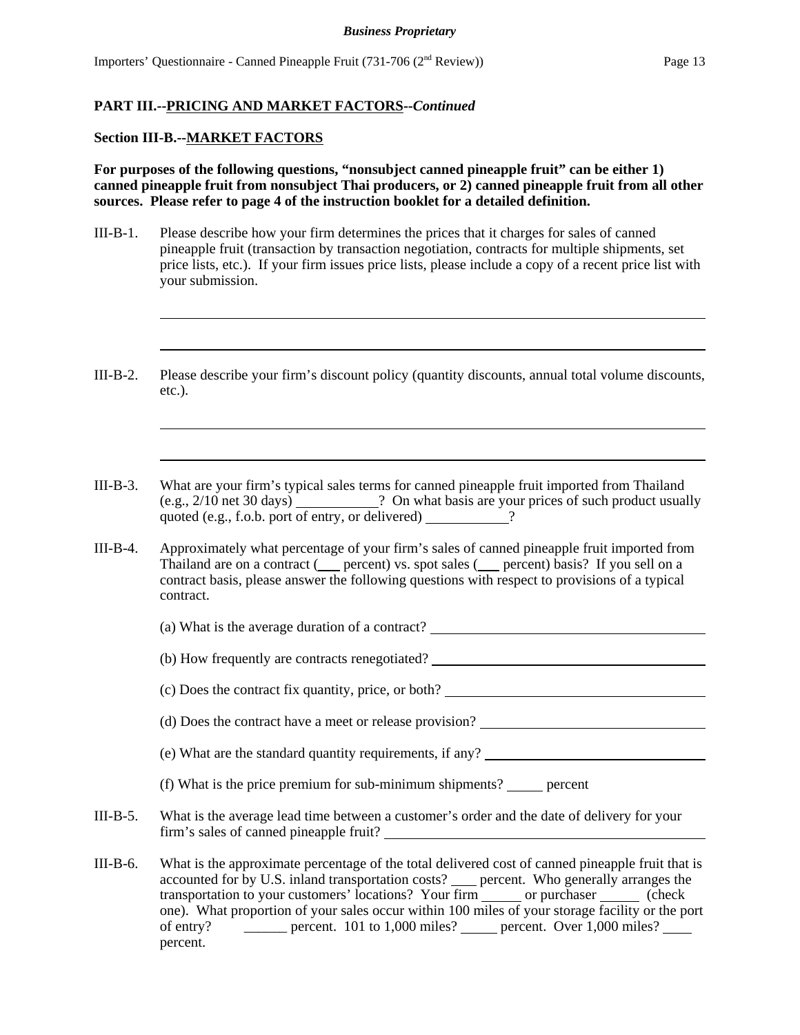**PART III.--PRICING AND MARKET FACTORS--*Continued***

**Section III-B.--MARKET FACTORS**

**For purposes of the following questions, "nonsubject canned pineapple fruit" can be either 1) canned pineapple fruit from nonsubject Thai producers, or 2) canned pineapple fruit from all other sources. Please refer to page 4 of the instruction booklet for a detailed definition.**

III-B-1. Please describe how your firm determines the prices that it charges for sales of canned pineapple fruit (transaction by transaction negotiation, contracts for multiple shipments, set price lists, etc.). If your firm issues price lists, please include a copy of a recent price list with your submission.

______________________________________________________________________

______________________________________________________________________

III-B-2. Please describe your firm's discount policy (quantity discounts, annual total volume discounts, etc.).

______________________________________________________________________

______________________________________________________________________

III-B-3. What are your firm's typical sales terms for canned pineapple fruit imported from Thailand (e.g., 2/10 net 30 days) ___________? On what basis are your prices of such product usually quoted (e.g., f.o.b. port of entry, or delivered) ___________?

III-B-4. Approximately what percentage of your firm's sales of canned pineapple fruit imported from Thailand are on a contract (___ percent) vs. spot sales (___ percent) basis? If you sell on a contract basis, please answer the following questions with respect to provisions of a typical contract.

(a) What is the average duration of a contract? ______________________________

(b) How frequently are contracts renegotiated? ______________________________

(c) Does the contract fix quantity, price, or both? ______________________________

(d) Does the contract have a meet or release provision? ______________________________

(e) What are the standard quantity requirements, if any? ______________________________

(f) What is the price premium for sub-minimum shipments? _____ percent

III-B-5. What is the average lead time between a customer's order and the date of delivery for your firm's sales of canned pineapple fruit? ______________________________

III-B-6. What is the approximate percentage of the total delivered cost of canned pineapple fruit that is accounted for by U.S. inland transportation costs? ___ percent. Who generally arranges the transportation to your customers' locations? Your firm ______ or purchaser ______ (check one). What proportion of your sales occur within 100 miles of your storage facility or the port of entry? ______ percent. 101 to 1,000 miles? _____ percent. Over 1,000 miles? ____ percent.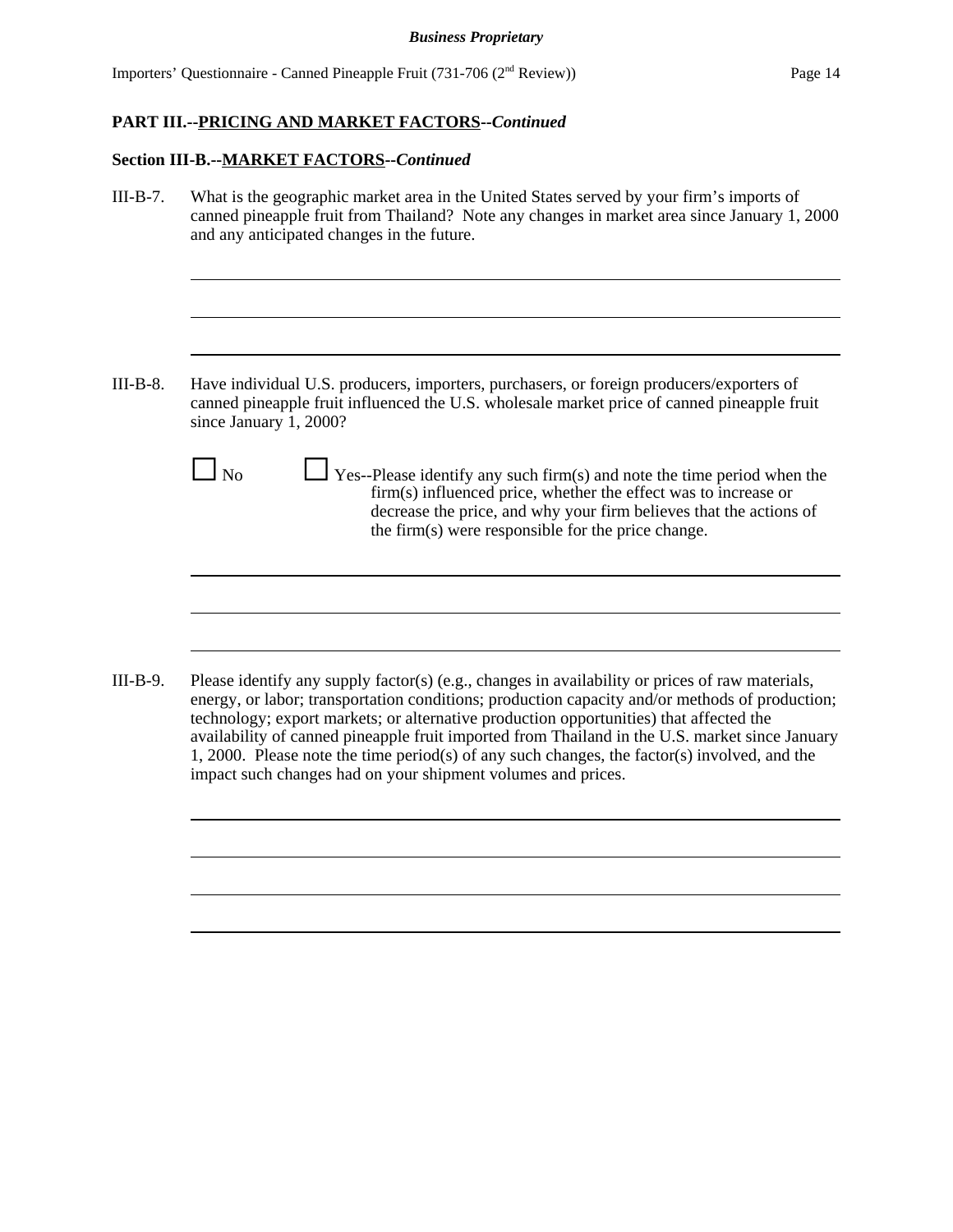## PART III.--PRICING AND MARKET FACTORS--*Continued*

### Section III-B.--MARKET FACTORS--*Continued*

III-B-7. What is the geographic market area in the United States served by your firm's imports of canned pineapple fruit from Thailand? Note any changes in market area since January 1, 2000 and any anticipated changes in the future.

III-B-8. Have individual U.S. producers, importers, purchasers, or foreign producers/exporters of canned pineapple fruit influenced the U.S. wholesale market price of canned pineapple fruit since January 1, 2000?

☐ No ☐ Yes--Please identify any such firm(s) and note the time period when the firm(s) influenced price, whether the effect was to increase or decrease the price, and why your firm believes that the actions of the firm(s) were responsible for the price change.

III-B-9. Please identify any supply factor(s) (e.g., changes in availability or prices of raw materials, energy, or labor; transportation conditions; production capacity and/or methods of production; technology; export markets; or alternative production opportunities) that affected the availability of canned pineapple fruit imported from Thailand in the U.S. market since January 1, 2000. Please note the time period(s) of any such changes, the factor(s) involved, and the impact such changes had on your shipment volumes and prices.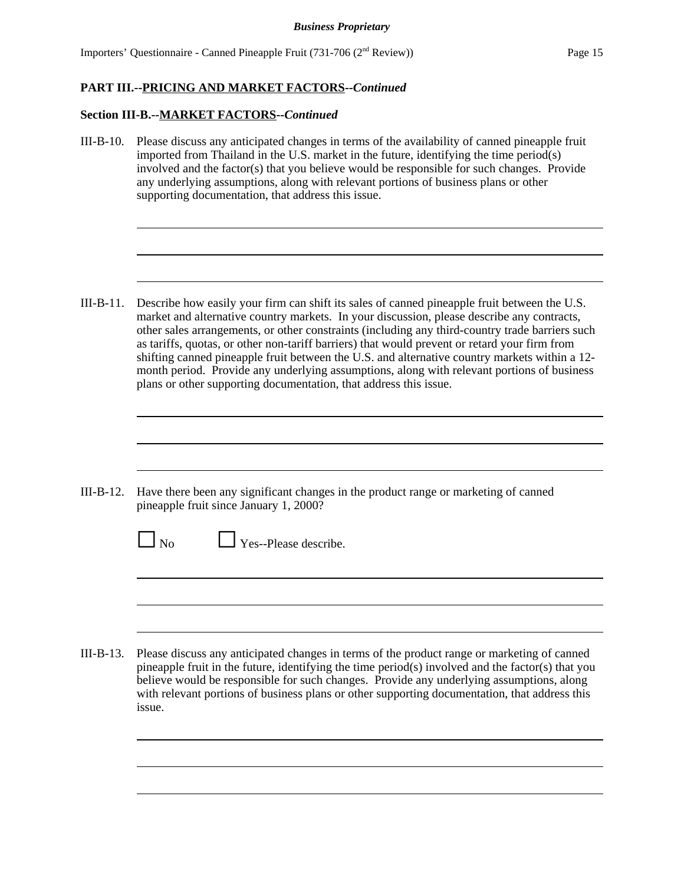**PART III.--PRICING AND MARKET FACTORS--*Continued***

**Section III-B.--MARKET FACTORS--*Continued***

III-B-10. Please discuss any anticipated changes in terms of the availability of canned pineapple fruit imported from Thailand in the U.S. market in the future, identifying the time period(s) involved and the factor(s) that you believe would be responsible for such changes. Provide any underlying assumptions, along with relevant portions of business plans or other supporting documentation, that address this issue.

III-B-11. Describe how easily your firm can shift its sales of canned pineapple fruit between the U.S. market and alternative country markets. In your discussion, please describe any contracts, other sales arrangements, or other constraints (including any third-country trade barriers such as tariffs, quotas, or other non-tariff barriers) that would prevent or retard your firm from shifting canned pineapple fruit between the U.S. and alternative country markets within a 12-month period. Provide any underlying assumptions, along with relevant portions of business plans or other supporting documentation, that address this issue.

III-B-12. Have there been any significant changes in the product range or marketing of canned pineapple fruit since January 1, 2000?

☐ No ☐ Yes--Please describe.

III-B-13. Please discuss any anticipated changes in terms of the product range or marketing of canned pineapple fruit in the future, identifying the time period(s) involved and the factor(s) that you believe would be responsible for such changes. Provide any underlying assumptions, along with relevant portions of business plans or other supporting documentation, that address this issue.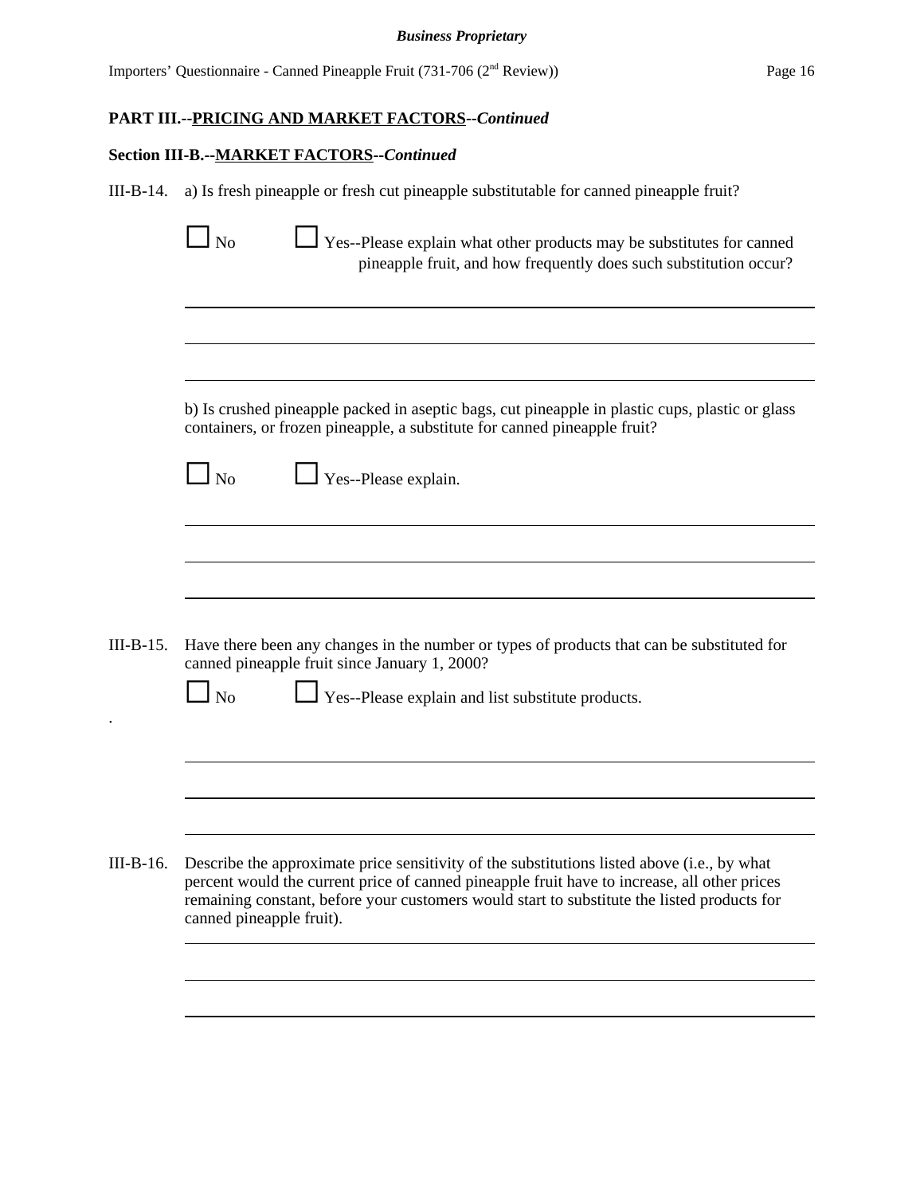**PART III.--PRICING AND MARKET FACTORS--*Continued***

**Section III-B.--MARKET FACTORS--*Continued***

III-B-14. a) Is fresh pineapple or fresh cut pineapple substitutable for canned pineapple fruit?

☐ No ☐ Yes--Please explain what other products may be substitutes for canned pineapple fruit, and how frequently does such substitution occur?

b) Is crushed pineapple packed in aseptic bags, cut pineapple in plastic cups, plastic or glass containers, or frozen pineapple, a substitute for canned pineapple fruit?

☐ No ☐ Yes--Please explain.

III-B-15. Have there been any changes in the number or types of products that can be substituted for canned pineapple fruit since January 1, 2000?

☐ No ☐ Yes--Please explain and list substitute products.

III-B-16. Describe the approximate price sensitivity of the substitutions listed above (i.e., by what percent would the current price of canned pineapple fruit have to increase, all other prices remaining constant, before your customers would start to substitute the listed products for canned pineapple fruit).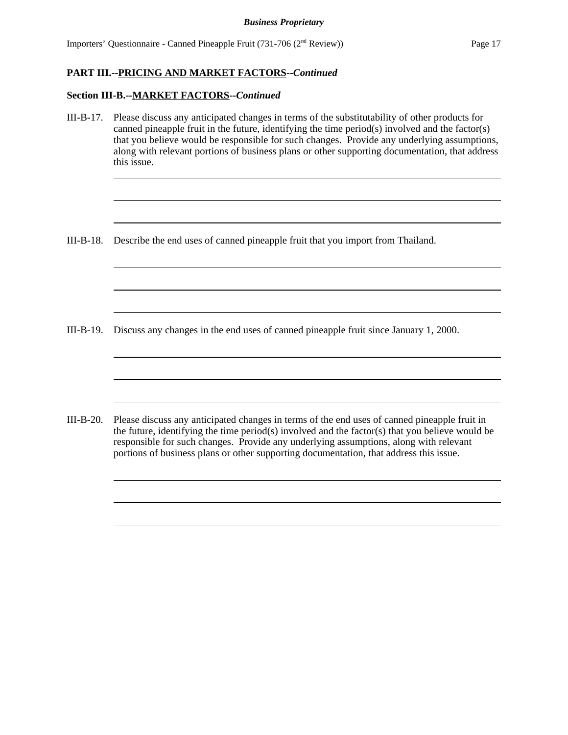**PART III.--PRICING AND MARKET FACTORS--*Continued***

**Section III-B.--MARKET FACTORS--*Continued***

III-B-17. Please discuss any anticipated changes in terms of the substitutability of other products for canned pineapple fruit in the future, identifying the time period(s) involved and the factor(s) that you believe would be responsible for such changes. Provide any underlying assumptions, along with relevant portions of business plans or other supporting documentation, that address this issue.

III-B-18. Describe the end uses of canned pineapple fruit that you import from Thailand.

III-B-19. Discuss any changes in the end uses of canned pineapple fruit since January 1, 2000.

III-B-20. Please discuss any anticipated changes in terms of the end uses of canned pineapple fruit in the future, identifying the time period(s) involved and the factor(s) that you believe would be responsible for such changes. Provide any underlying assumptions, along with relevant portions of business plans or other supporting documentation, that address this issue.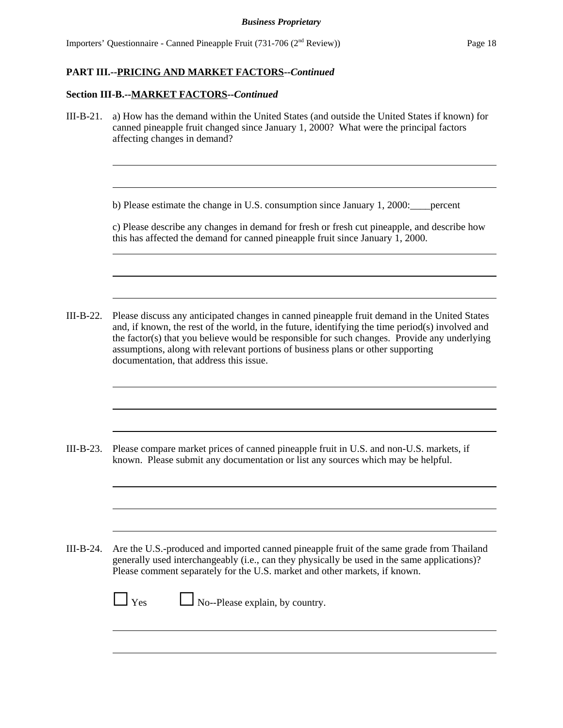**PART III.--PRICING AND MARKET FACTORS--*Continued***

**Section III-B.--MARKET FACTORS--*Continued***

III-B-21. a) How has the demand within the United States (and outside the United States if known) for canned pineapple fruit changed since January 1, 2000? What were the principal factors affecting changes in demand?

______________________________________________________________________

______________________________________________________________________

b) Please estimate the change in U.S. consumption since January 1, 2000:____percent

c) Please describe any changes in demand for fresh or fresh cut pineapple, and describe how this has affected the demand for canned pineapple fruit since January 1, 2000.

______________________________________________________________________

______________________________________________________________________

______________________________________________________________________

III-B-22. Please discuss any anticipated changes in canned pineapple fruit demand in the United States and, if known, the rest of the world, in the future, identifying the time period(s) involved and the factor(s) that you believe would be responsible for such changes. Provide any underlying assumptions, along with relevant portions of business plans or other supporting documentation, that address this issue.

______________________________________________________________________

______________________________________________________________________

______________________________________________________________________

III-B-23. Please compare market prices of canned pineapple fruit in U.S. and non-U.S. markets, if known. Please submit any documentation or list any sources which may be helpful.

______________________________________________________________________

______________________________________________________________________

______________________________________________________________________

III-B-24. Are the U.S.-produced and imported canned pineapple fruit of the same grade from Thailand generally used interchangeably (i.e., can they physically be used in the same applications)? Please comment separately for the U.S. market and other markets, if known.

☐ Yes ☐ No--Please explain, by country.

______________________________________________________________________

______________________________________________________________________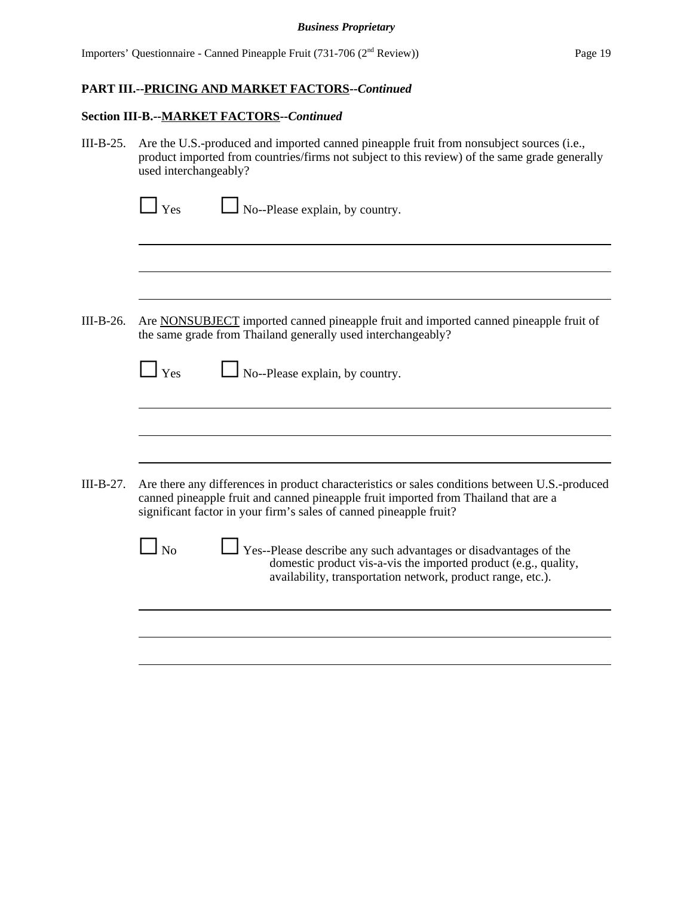**PART III.--PRICING AND MARKET FACTORS--*Continued***

**Section III-B.--MARKET FACTORS--*Continued***

III-B-25. Are the U.S.-produced and imported canned pineapple fruit from nonsubject sources (i.e., product imported from countries/firms not subject to this review) of the same grade generally used interchangeably?

☐ Yes ☐ No--Please explain, by country.

III-B-26. Are NONSUBJECT imported canned pineapple fruit and imported canned pineapple fruit of the same grade from Thailand generally used interchangeably?

☐ Yes ☐ No--Please explain, by country.

III-B-27. Are there any differences in product characteristics or sales conditions between U.S.-produced canned pineapple fruit and canned pineapple fruit imported from Thailand that are a significant factor in your firm's sales of canned pineapple fruit?

☐ No ☐ Yes--Please describe any such advantages or disadvantages of the domestic product vis-a-vis the imported product (e.g., quality, availability, transportation network, product range, etc.).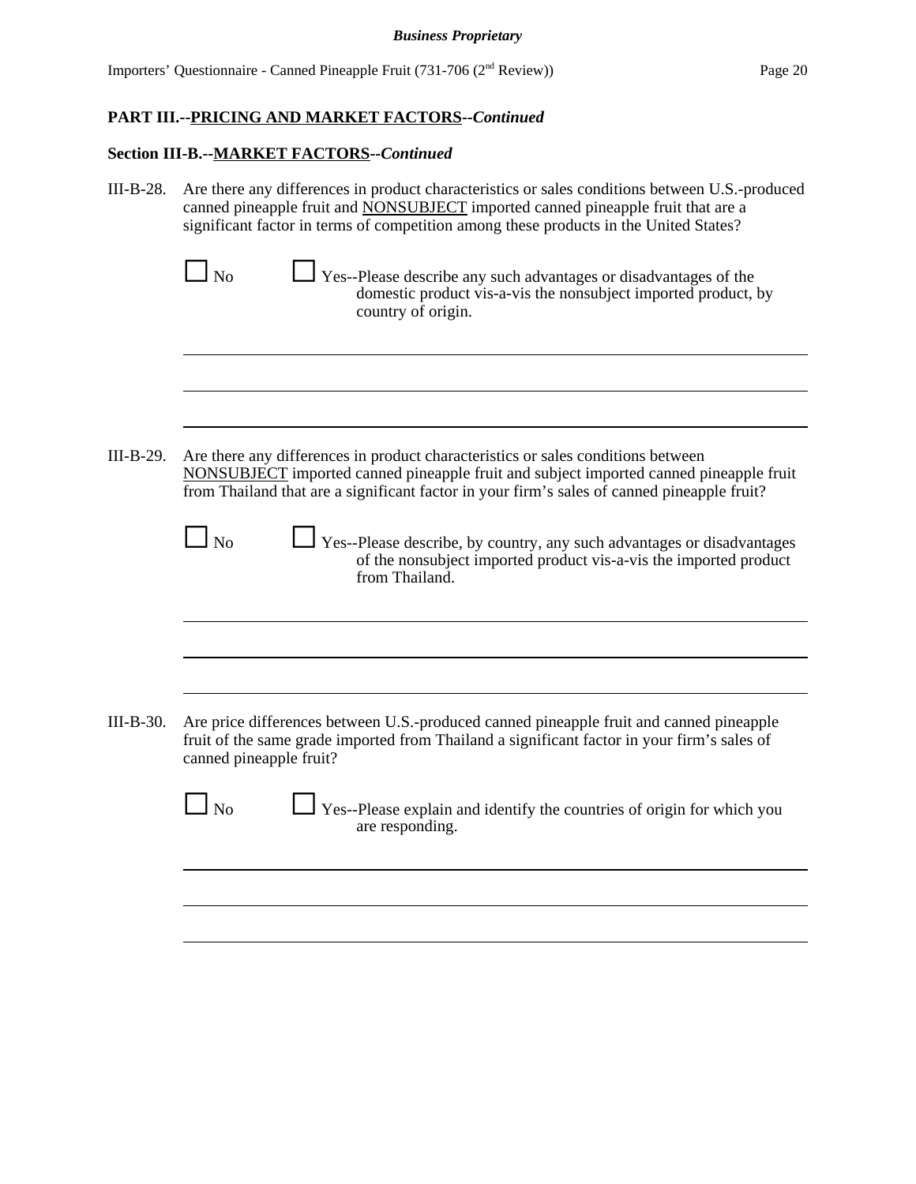**PART III.--PRICING AND MARKET FACTORS--*Continued***

**Section III-B.--MARKET FACTORS--*Continued***

III-B-28. Are there any differences in product characteristics or sales conditions between U.S.-produced canned pineapple fruit and NONSUBJECT imported canned pineapple fruit that are a significant factor in terms of competition among these products in the United States?

☐ No ☐ Yes--Please describe any such advantages or disadvantages of the domestic product vis-a-vis the nonsubject imported product, by country of origin.

---

---

---

III-B-29. Are there any differences in product characteristics or sales conditions between NONSUBJECT imported canned pineapple fruit and subject imported canned pineapple fruit from Thailand that are a significant factor in your firm's sales of canned pineapple fruit?

☐ No ☐ Yes--Please describe, by country, any such advantages or disadvantages of the nonsubject imported product vis-a-vis the imported product from Thailand.

---

---

---

III-B-30. Are price differences between U.S.-produced canned pineapple fruit and canned pineapple fruit of the same grade imported from Thailand a significant factor in your firm's sales of canned pineapple fruit?

☐ No ☐ Yes--Please explain and identify the countries of origin for which you are responding.

---

---

---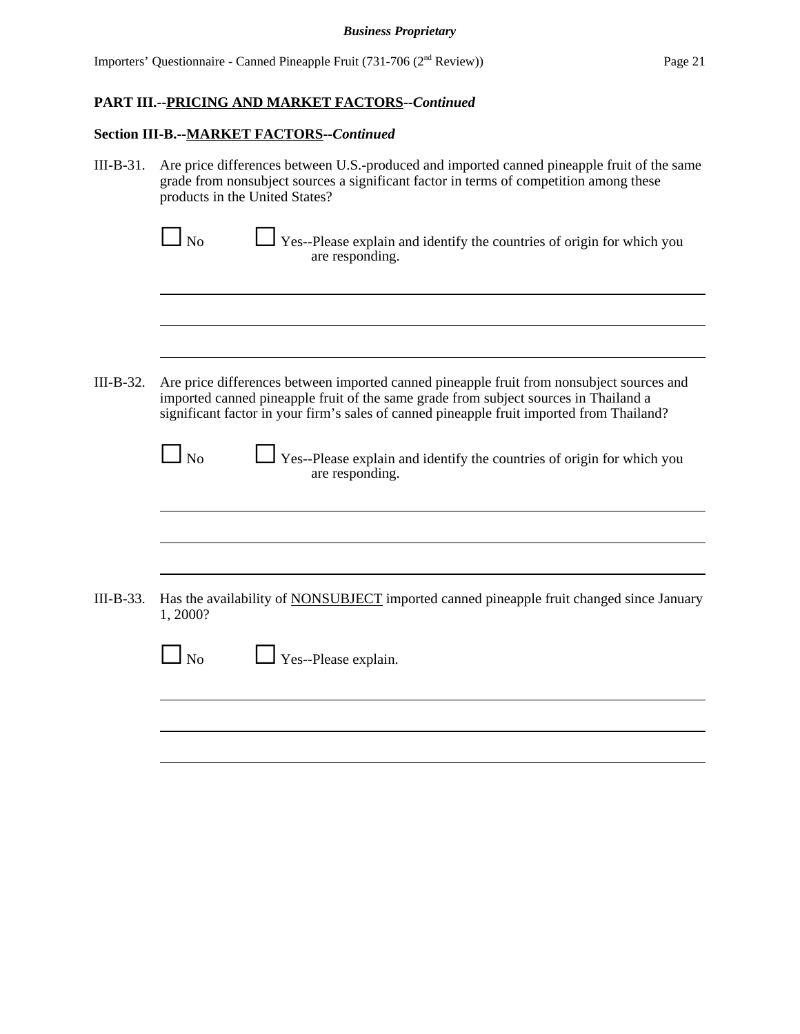**PART III.--PRICING AND MARKET FACTORS--*Continued***

**Section III-B.--MARKET FACTORS--*Continued***

III-B-31. Are price differences between U.S.-produced and imported canned pineapple fruit of the same grade from nonsubject sources a significant factor in terms of competition among these products in the United States?

☐ No ☐ Yes--Please explain and identify the countries of origin for which you are responding.

\_\_\_\_\_\_\_\_\_\_\_\_\_\_\_\_\_\_\_\_\_\_\_\_\_\_\_\_\_\_\_\_\_\_\_\_\_\_\_\_\_\_\_\_\_\_\_\_\_\_\_\_\_\_\_\_\_\_\_\_\_\_\_\_\_\_\_\_\_\_\_\_\_\_\_\_

\_\_\_\_\_\_\_\_\_\_\_\_\_\_\_\_\_\_\_\_\_\_\_\_\_\_\_\_\_\_\_\_\_\_\_\_\_\_\_\_\_\_\_\_\_\_\_\_\_\_\_\_\_\_\_\_\_\_\_\_\_\_\_\_\_\_\_\_\_\_\_\_\_\_\_\_

\_\_\_\_\_\_\_\_\_\_\_\_\_\_\_\_\_\_\_\_\_\_\_\_\_\_\_\_\_\_\_\_\_\_\_\_\_\_\_\_\_\_\_\_\_\_\_\_\_\_\_\_\_\_\_\_\_\_\_\_\_\_\_\_\_\_\_\_\_\_\_\_\_\_\_\_

III-B-32. Are price differences between imported canned pineapple fruit from nonsubject sources and imported canned pineapple fruit of the same grade from subject sources in Thailand a significant factor in your firm's sales of canned pineapple fruit imported from Thailand?

☐ No ☐ Yes--Please explain and identify the countries of origin for which you are responding.

\_\_\_\_\_\_\_\_\_\_\_\_\_\_\_\_\_\_\_\_\_\_\_\_\_\_\_\_\_\_\_\_\_\_\_\_\_\_\_\_\_\_\_\_\_\_\_\_\_\_\_\_\_\_\_\_\_\_\_\_\_\_\_\_\_\_\_\_\_\_\_\_\_\_\_\_

\_\_\_\_\_\_\_\_\_\_\_\_\_\_\_\_\_\_\_\_\_\_\_\_\_\_\_\_\_\_\_\_\_\_\_\_\_\_\_\_\_\_\_\_\_\_\_\_\_\_\_\_\_\_\_\_\_\_\_\_\_\_\_\_\_\_\_\_\_\_\_\_\_\_\_\_

\_\_\_\_\_\_\_\_\_\_\_\_\_\_\_\_\_\_\_\_\_\_\_\_\_\_\_\_\_\_\_\_\_\_\_\_\_\_\_\_\_\_\_\_\_\_\_\_\_\_\_\_\_\_\_\_\_\_\_\_\_\_\_\_\_\_\_\_\_\_\_\_\_\_\_\_

III-B-33. Has the availability of <u>NONSUBJECT</u> imported canned pineapple fruit changed since January 1, 2000?

☐ No ☐ Yes--Please explain.

\_\_\_\_\_\_\_\_\_\_\_\_\_\_\_\_\_\_\_\_\_\_\_\_\_\_\_\_\_\_\_\_\_\_\_\_\_\_\_\_\_\_\_\_\_\_\_\_\_\_\_\_\_\_\_\_\_\_\_\_\_\_\_\_\_\_\_\_\_\_\_\_\_\_\_\_

\_\_\_\_\_\_\_\_\_\_\_\_\_\_\_\_\_\_\_\_\_\_\_\_\_\_\_\_\_\_\_\_\_\_\_\_\_\_\_\_\_\_\_\_\_\_\_\_\_\_\_\_\_\_\_\_\_\_\_\_\_\_\_\_\_\_\_\_\_\_\_\_\_\_\_\_

\_\_\_\_\_\_\_\_\_\_\_\_\_\_\_\_\_\_\_\_\_\_\_\_\_\_\_\_\_\_\_\_\_\_\_\_\_\_\_\_\_\_\_\_\_\_\_\_\_\_\_\_\_\_\_\_\_\_\_\_\_\_\_\_\_\_\_\_\_\_\_\_\_\_\_\_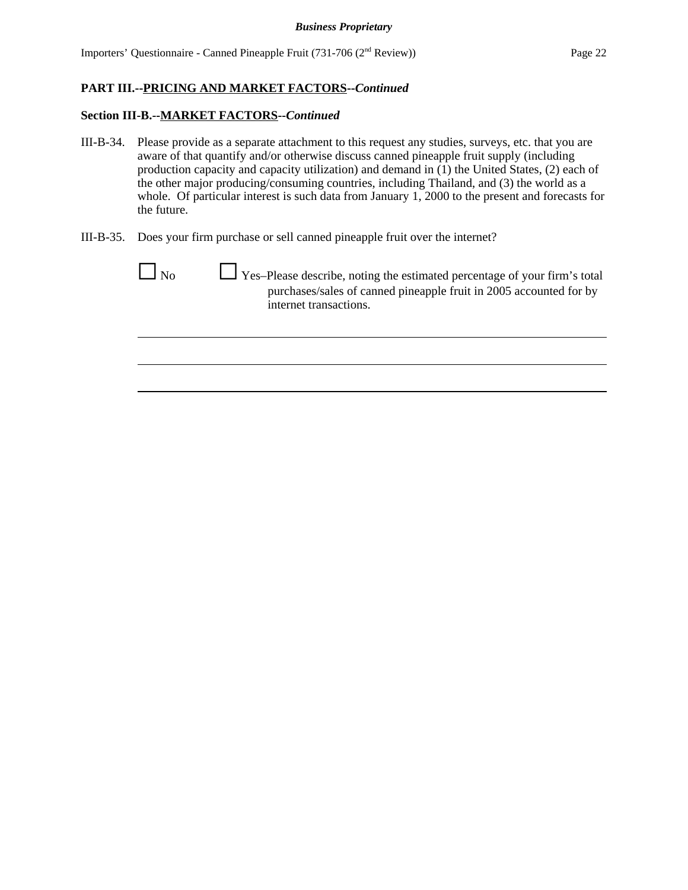**PART III.--PRICING AND MARKET FACTORS--*Continued***

**Section III-B.--MARKET FACTORS--*Continued***

III-B-34. Please provide as a separate attachment to this request any studies, surveys, etc. that you are aware of that quantify and/or otherwise discuss canned pineapple fruit supply (including production capacity and capacity utilization) and demand in (1) the United States, (2) each of the other major producing/consuming countries, including Thailand, and (3) the world as a whole. Of particular interest is such data from January 1, 2000 to the present and forecasts for the future.

III-B-35. Does your firm purchase or sell canned pineapple fruit over the internet?

☐ No ☐ Yes–Please describe, noting the estimated percentage of your firm's total purchases/sales of canned pineapple fruit in 2005 accounted for by internet transactions.

\_\_\_\_\_\_\_\_\_\_\_\_\_\_\_\_\_\_\_\_\_\_\_\_\_\_\_\_\_\_\_\_\_\_\_\_\_\_\_\_\_\_\_\_\_\_\_\_\_\_\_\_\_\_\_\_\_\_\_\_

\_\_\_\_\_\_\_\_\_\_\_\_\_\_\_\_\_\_\_\_\_\_\_\_\_\_\_\_\_\_\_\_\_\_\_\_\_\_\_\_\_\_\_\_\_\_\_\_\_\_\_\_\_\_\_\_\_\_\_\_

\_\_\_\_\_\_\_\_\_\_\_\_\_\_\_\_\_\_\_\_\_\_\_\_\_\_\_\_\_\_\_\_\_\_\_\_\_\_\_\_\_\_\_\_\_\_\_\_\_\_\_\_\_\_\_\_\_\_\_\_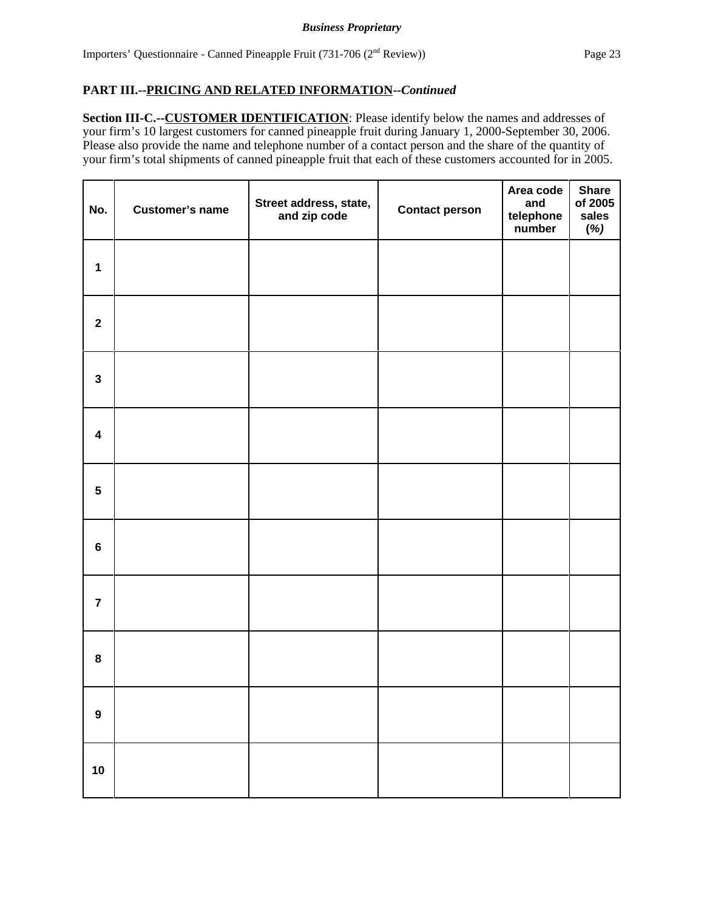## PART III.--PRICING AND RELATED INFORMATION--*Continued*

**Section III-C.--CUSTOMER IDENTIFICATION**: Please identify below the names and addresses of your firm's 10 largest customers for canned pineapple fruit during January 1, 2000-September 30, 2006. Please also provide the name and telephone number of a contact person and the share of the quantity of your firm's total shipments of canned pineapple fruit that each of these customers accounted for in 2005.

| No. | Customer's name | Street address, state, and zip code | Contact person | Area code and telephone number | Share of 2005 sales *(%)* |
|---|---|---|---|---|---|
| 1 | | | | | |
| 2 | | | | | |
| 3 | | | | | |
| 4 | | | | | |
| 5 | | | | | |
| 6 | | | | | |
| 7 | | | | | |
| 8 | | | | | |
| 9 | | | | | |
| 10 | | | | | |